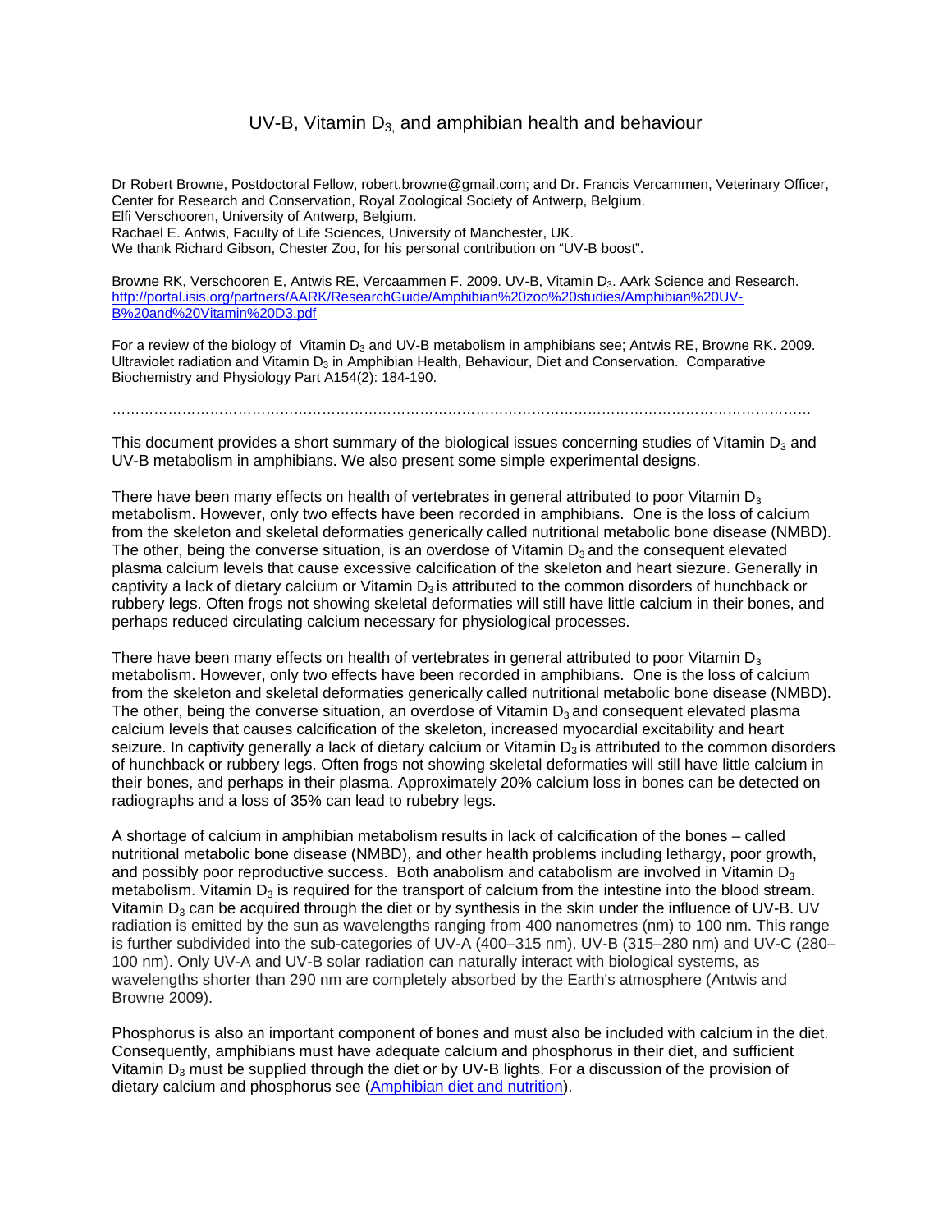# UV-B, Vitamin $D_3$, and amphibian health and behaviour

Dr Robert Browne, Postdoctoral Fellow, robert.browne@gmail.com; and Dr. Francis Vercammen, Veterinary Officer, Center for Research and Conservation, Royal Zoological Society of Antwerp, Belgium.
Elfi Verschooren, University of Antwerp, Belgium.
Rachael E. Antwis, Faculty of Life Sciences, University of Manchester, UK.
We thank Richard Gibson, Chester Zoo, for his personal contribution on "UV-B boost".

Browne RK, Verschooren E, Antwis RE, Vercaammen F. 2009. UV-B, Vitamin $D_3$. AArk Science and Research. [http://portal.isis.org/partners/AARK/ResearchGuide/Amphibian%20zoo%20studies/Amphibian%20UV-B%20and%20Vitamin%20D3.pdf](http://portal.isis.org/partners/AARK/ResearchGuide/Amphibian%20zoo%20studies/Amphibian%20UV-B%20and%20Vitamin%20D3.pdf)

For a review of the biology of Vitamin $D_3$ and UV-B metabolism in amphibians see; Antwis RE, Browne RK. 2009. Ultraviolet radiation and Vitamin $D_3$ in Amphibian Health, Behaviour, Diet and Conservation. Comparative Biochemistry and Physiology Part A154(2): 184-190.

……………………………………………………………………………………………………………………………

This document provides a short summary of the biological issues concerning studies of Vitamin $D_3$ and UV-B metabolism in amphibians. We also present some simple experimental designs.

There have been many effects on health of vertebrates in general attributed to poor Vitamin $D_3$ metabolism. However, only two effects have been recorded in amphibians. One is the loss of calcium from the skeleton and skeletal deformaties generically called nutritional metabolic bone disease (NMBD). The other, being the converse situation, is an overdose of Vitamin $D_3$ and the consequent elevated plasma calcium levels that cause excessive calcification of the skeleton and heart siezure. Generally in captivity a lack of dietary calcium or Vitamin $D_3$ is attributed to the common disorders of hunchback or rubbery legs. Often frogs not showing skeletal deformaties will still have little calcium in their bones, and perhaps reduced circulating calcium necessary for physiological processes.

There have been many effects on health of vertebrates in general attributed to poor Vitamin $D_3$ metabolism. However, only two effects have been recorded in amphibians. One is the loss of calcium from the skeleton and skeletal deformaties generically called nutritional metabolic bone disease (NMBD). The other, being the converse situation, an overdose of Vitamin $D_3$ and consequent elevated plasma calcium levels that causes calcification of the skeleton, increased myocardial excitability and heart seizure. In captivity generally a lack of dietary calcium or Vitamin $D_3$ is attributed to the common disorders of hunchback or rubbery legs. Often frogs not showing skeletal deformaties will still have little calcium in their bones, and perhaps in their plasma. Approximately 20% calcium loss in bones can be detected on radiographs and a loss of 35% can lead to rubebry legs.

A shortage of calcium in amphibian metabolism results in lack of calcification of the bones – called nutritional metabolic bone disease (NMBD), and other health problems including lethargy, poor growth, and possibly poor reproductive success. Both anabolism and catabolism are involved in Vitamin $D_3$ metabolism. Vitamin $D_3$ is required for the transport of calcium from the intestine into the blood stream. Vitamin $D_3$ can be acquired through the diet or by synthesis in the skin under the influence of UV-B. UV radiation is emitted by the sun as wavelengths ranging from 400 nanometres (nm) to 100 nm. This range is further subdivided into the sub-categories of UV-A (400–315 nm), UV-B (315–280 nm) and UV-C (280–100 nm). Only UV-A and UV-B solar radiation can naturally interact with biological systems, as wavelengths shorter than 290 nm are completely absorbed by the Earth's atmosphere (Antwis and Browne 2009).

Phosphorus is also an important component of bones and must also be included with calcium in the diet. Consequently, amphibians must have adequate calcium and phosphorus in their diet, and sufficient Vitamin $D_3$ must be supplied through the diet or by UV-B lights. For a discussion of the provision of dietary calcium and phosphorus see (Amphibian diet and nutrition).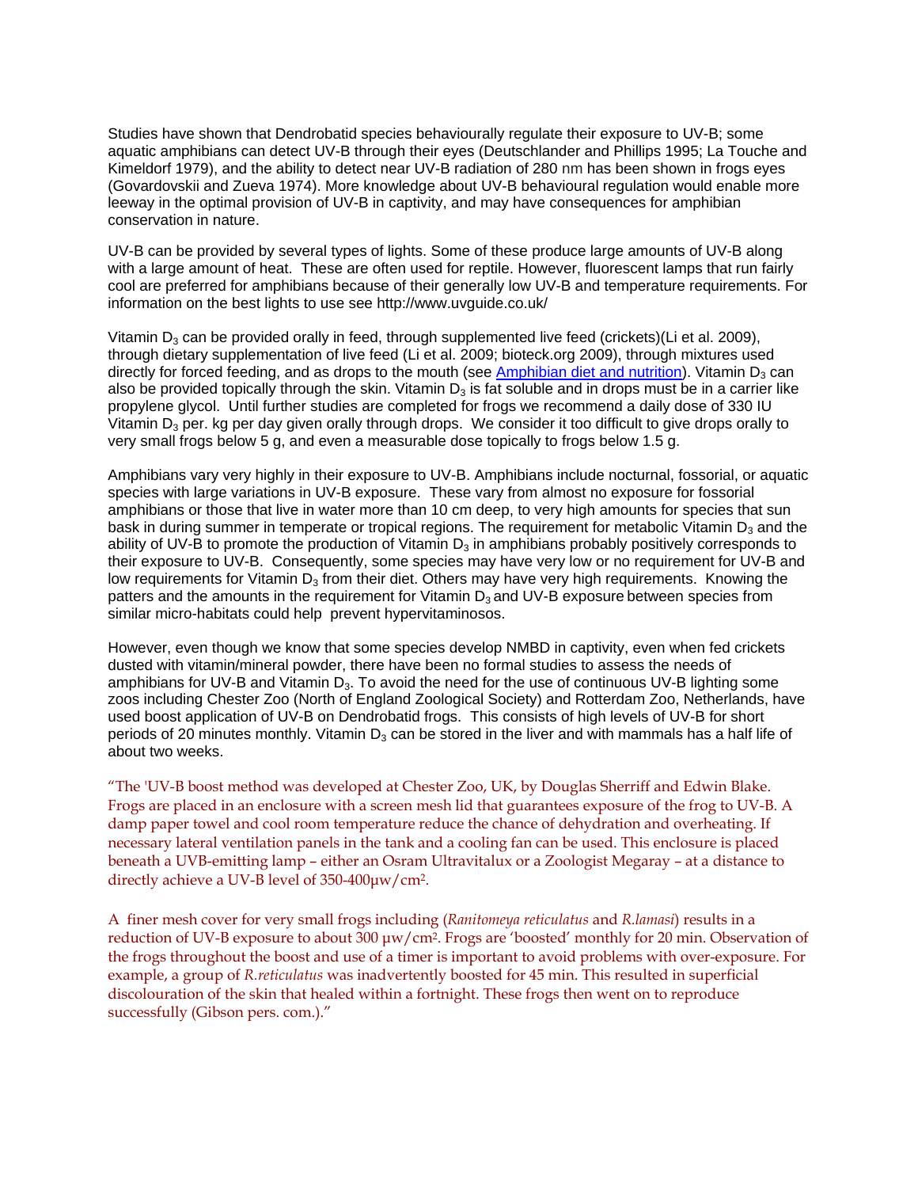Studies have shown that Dendrobatid species behaviourally regulate their exposure to UV-B; some aquatic amphibians can detect UV-B through their eyes (Deutschlander and Phillips 1995; La Touche and Kimeldorf 1979), and the ability to detect near UV-B radiation of 280 nm has been shown in frogs eyes (Govardovskii and Zueva 1974). More knowledge about UV-B behavioural regulation would enable more leeway in the optimal provision of UV-B in captivity, and may have consequences for amphibian conservation in nature.

UV-B can be provided by several types of lights. Some of these produce large amounts of UV-B along with a large amount of heat. These are often used for reptile. However, fluorescent lamps that run fairly cool are preferred for amphibians because of their generally low UV-B and temperature requirements. For information on the best lights to use see http://www.uvguide.co.uk/

Vitamin $D_3$ can be provided orally in feed, through supplemented live feed (crickets)(Li et al. 2009), through dietary supplementation of live feed (Li et al. 2009; bioteck.org 2009), through mixtures used directly for forced feeding, and as drops to the mouth (see [Amphibian diet and nutrition]). Vitamin $D_3$ can also be provided topically through the skin. Vitamin $D_3$ is fat soluble and in drops must be in a carrier like propylene glycol. Until further studies are completed for frogs we recommend a daily dose of 330 IU Vitamin $D_3$ per. kg per day given orally through drops. We consider it too difficult to give drops orally to very small frogs below 5 g, and even a measurable dose topically to frogs below 1.5 g.

Amphibians vary very highly in their exposure to UV-B. Amphibians include nocturnal, fossorial, or aquatic species with large variations in UV-B exposure. These vary from almost no exposure for fossorial amphibians or those that live in water more than 10 cm deep, to very high amounts for species that sun bask in during summer in temperate or tropical regions. The requirement for metabolic Vitamin $D_3$ and the ability of UV-B to promote the production of Vitamin $D_3$ in amphibians probably positively corresponds to their exposure to UV-B. Consequently, some species may have very low or no requirement for UV-B and low requirements for Vitamin $D_3$ from their diet. Others may have very high requirements. Knowing the patters and the amounts in the requirement for Vitamin $D_3$ and UV-B exposure between species from similar micro-habitats could help prevent hypervitaminosos.

However, even though we know that some species develop NMBD in captivity, even when fed crickets dusted with vitamin/mineral powder, there have been no formal studies to assess the needs of amphibians for UV-B and Vitamin $D_3$. To avoid the need for the use of continuous UV-B lighting some zoos including Chester Zoo (North of England Zoological Society) and Rotterdam Zoo, Netherlands, have used boost application of UV-B on Dendrobatid frogs. This consists of high levels of UV-B for short periods of 20 minutes monthly. Vitamin $D_3$ can be stored in the liver and with mammals has a half life of about two weeks.

"The 'UV-B boost method was developed at Chester Zoo, UK, by Douglas Sherriff and Edwin Blake. Frogs are placed in an enclosure with a screen mesh lid that guarantees exposure of the frog to UV-B. A damp paper towel and cool room temperature reduce the chance of dehydration and overheating. If necessary lateral ventilation panels in the tank and a cooling fan can be used. This enclosure is placed beneath a UVB-emitting lamp – either an Osram Ultravitalux or a Zoologist Megaray – at a distance to directly achieve a UV-B level of 350-400µw/cm².

A finer mesh cover for very small frogs including (*Ranitomeya reticulatus* and *R.lamasi*) results in a reduction of UV-B exposure to about 300 µw/cm². Frogs are 'boosted' monthly for 20 min. Observation of the frogs throughout the boost and use of a timer is important to avoid problems with over-exposure. For example, a group of *R.reticulatus* was inadvertently boosted for 45 min. This resulted in superficial discolouration of the skin that healed within a fortnight. These frogs then went on to reproduce successfully (Gibson pers. com.)."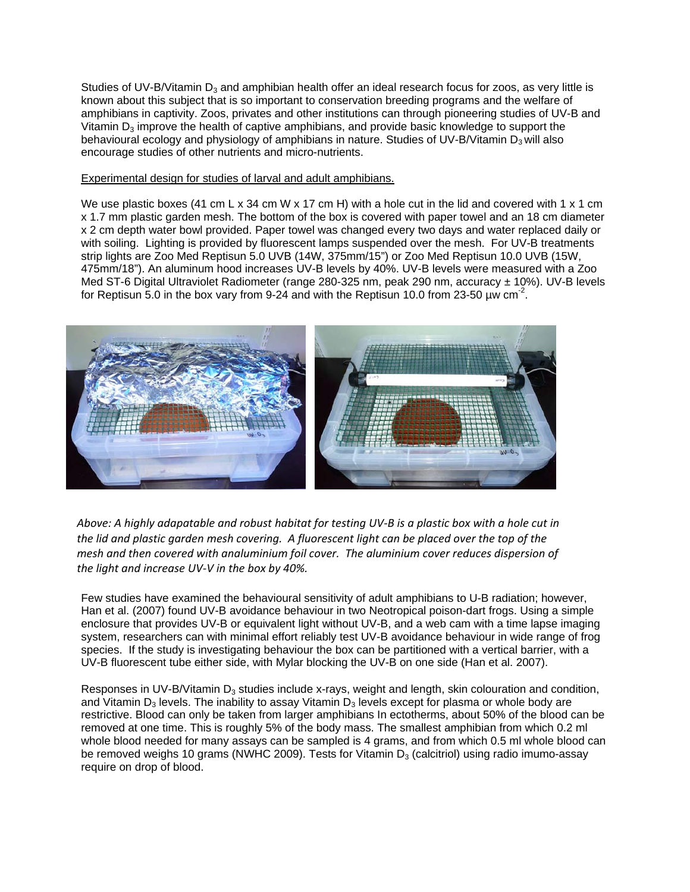Studies of UV-B/Vitamin $D_3$ and amphibian health offer an ideal research focus for zoos, as very little is known about this subject that is so important to conservation breeding programs and the welfare of amphibians in captivity. Zoos, privates and other institutions can through pioneering studies of UV-B and Vitamin $D_3$ improve the health of captive amphibians, and provide basic knowledge to support the behavioural ecology and physiology of amphibians in nature. Studies of UV-B/Vitamin $D_3$ will also encourage studies of other nutrients and micro-nutrients.

<u>Experimental design for studies of larval and adult amphibians.</u>

We use plastic boxes (41 cm L x 34 cm W x 17 cm H) with a hole cut in the lid and covered with 1 x 1 cm x 1.7 mm plastic garden mesh. The bottom of the box is covered with paper towel and an 18 cm diameter x 2 cm depth water bowl provided. Paper towel was changed every two days and water replaced daily or with soiling. Lighting is provided by fluorescent lamps suspended over the mesh. For UV-B treatments strip lights are Zoo Med Reptisun 5.0 UVB (14W, 375mm/15") or Zoo Med Reptisun 10.0 UVB (15W, 475mm/18"). An aluminum hood increases UV-B levels by 40%. UV-B levels were measured with a Zoo Med ST-6 Digital Ultraviolet Radiometer (range 280-325 nm, peak 290 nm, accuracy ± 10%). UV-B levels for Reptisun 5.0 in the box vary from 9-24 and with the Reptisun 10.0 from 23-50 µw $cm^{-2}$.

*Above: A highly adapatable and robust habitat for testing UV-B is a plastic box with a hole cut in the lid and plastic garden mesh covering. A fluorescent light can be placed over the top of the mesh and then covered with analuminium foil cover. The aluminium cover reduces dispersion of the light and increase UV-V in the box by 40%.*

Few studies have examined the behavioural sensitivity of adult amphibians to U-B radiation; however, Han et al. (2007) found UV-B avoidance behaviour in two Neotropical poison-dart frogs. Using a simple enclosure that provides UV-B or equivalent light without UV-B, and a web cam with a time lapse imaging system, researchers can with minimal effort reliably test UV-B avoidance behaviour in wide range of frog species. If the study is investigating behaviour the box can be partitioned with a vertical barrier, with a UV-B fluorescent tube either side, with Mylar blocking the UV-B on one side (Han et al. 2007).

Responses in UV-B/Vitamin $D_3$ studies include x-rays, weight and length, skin colouration and condition, and Vitamin $D_3$ levels. The inability to assay Vitamin $D_3$ levels except for plasma or whole body are restrictive. Blood can only be taken from larger amphibians In ectotherms, about 50% of the blood can be removed at one time. This is roughly 5% of the body mass. The smallest amphibian from which 0.2 ml whole blood needed for many assays can be sampled is 4 grams, and from which 0.5 ml whole blood can be removed weighs 10 grams (NWHC 2009). Tests for Vitamin $D_3$ (calcitriol) using radio imumo-assay require on drop of blood.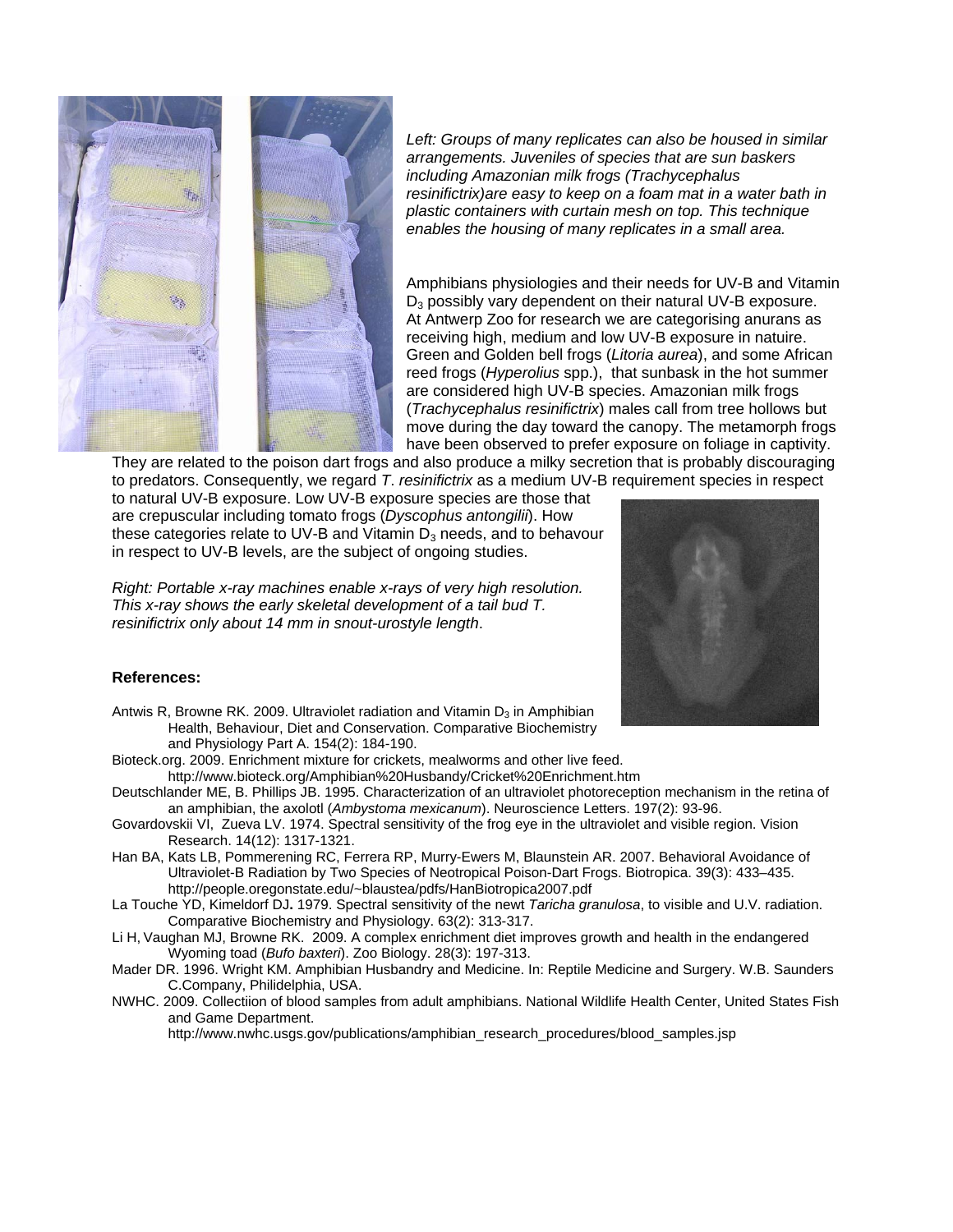*Left: Groups of many replicates can also be housed in similar arrangements. Juveniles of species that are sun baskers including Amazonian milk frogs (Trachycephalus resinifictrix)are easy to keep on a foam mat in a water bath in plastic containers with curtain mesh on top. This technique enables the housing of many replicates in a small area.*

Amphibians physiologies and their needs for UV-B and Vitamin $D_3$ possibly vary dependent on their natural UV-B exposure. At Antwerp Zoo for research we are categorising anurans as receiving high, medium and low UV-B exposure in natuire. Green and Golden bell frogs (*Litoria aurea*), and some African reed frogs (*Hyperolius* spp.), that sunbask in the hot summer are considered high UV-B species. Amazonian milk frogs (*Trachycephalus resinifictrix*) males call from tree hollows but move during the day toward the canopy. The metamorph frogs have been observed to prefer exposure on foliage in captivity. They are related to the poison dart frogs and also produce a milky secretion that is probably discouraging to predators. Consequently, we regard *T. resinifictrix* as a medium UV-B requirement species in respect to natural UV-B exposure. Low UV-B exposure species are those that are crepuscular including tomato frogs (*Dyscophus antongilii*). How these categories relate to UV-B and Vitamin $D_3$ needs, and to behavour in respect to UV-B levels, are the subject of ongoing studies.

*Right: Portable x-ray machines enable x-rays of very high resolution. This x-ray shows the early skeletal development of a tail bud T. resinifictrix only about 14 mm in snout-urostyle length*.

**References:**

Antwis R, Browne RK. 2009. Ultraviolet radiation and Vitamin $D_3$ in Amphibian Health, Behaviour, Diet and Conservation. Comparative Biochemistry and Physiology Part A. 154(2): 184-190.

Bioteck.org. 2009. Enrichment mixture for crickets, mealworms and other live feed. http://www.bioteck.org/Amphibian%20Husbandy/Cricket%20Enrichment.htm

Deutschlander ME, B. Phillips JB. 1995. Characterization of an ultraviolet photoreception mechanism in the retina of an amphibian, the axolotl (*Ambystoma mexicanum*). Neuroscience Letters. 197(2): 93-96.

Govardovskii VI, Zueva LV. 1974. Spectral sensitivity of the frog eye in the ultraviolet and visible region. Vision Research. 14(12): 1317-1321.

Han BA, Kats LB, Pommerening RC, Ferrera RP, Murry-Ewers M, Blaunstein AR. 2007. Behavioral Avoidance of Ultraviolet-B Radiation by Two Species of Neotropical Poison-Dart Frogs. Biotropica. 39(3): 433–435. http://people.oregonstate.edu/~blaustea/pdfs/HanBiotropica2007.pdf

La Touche YD, Kimeldorf DJ**.** 1979. Spectral sensitivity of the newt *Taricha granulosa*, to visible and U.V. radiation. Comparative Biochemistry and Physiology. 63(2): 313-317.

Li H, Vaughan MJ, Browne RK. 2009. A complex enrichment diet improves growth and health in the endangered Wyoming toad (*Bufo baxteri*). Zoo Biology. 28(3): 197-313.

Mader DR. 1996. Wright KM. Amphibian Husbandry and Medicine. In: Reptile Medicine and Surgery. W.B. Saunders C.Company, Philidelphia, USA.

NWHC. 2009. Collectiion of blood samples from adult amphibians. National Wildlife Health Center, United States Fish and Game Department. http://www.nwhc.usgs.gov/publications/amphibian_research_procedures/blood_samples.jsp